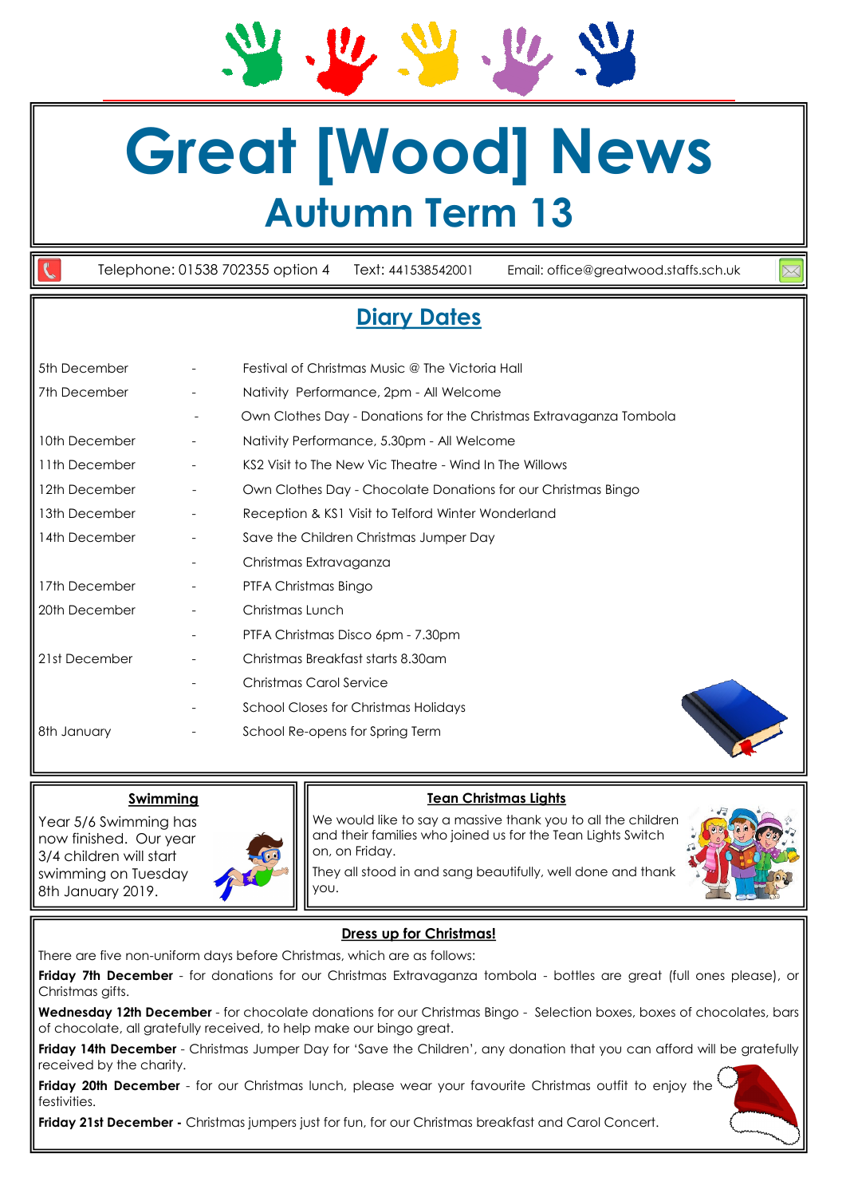# Great [Wood] News

## Autumn Term 13

Telephone: 01538 702355 option 4 Text: 441538542001 Email: office@greatwood.staffs.sch.uk

## Diary Dates

| Date | | Event |
|---|---|---|
| 5th December | - | Festival of Christmas Music @ The Victoria Hall |
| 7th December | - | Nativity Performance, 2pm - All Welcome |
| | - | Own Clothes Day - Donations for the Christmas Extravaganza Tombola |
| 10th December | - | Nativity Performance, 5.30pm - All Welcome |
| 11th December | - | KS2 Visit to The New Vic Theatre - Wind In The Willows |
| 12th December | - | Own Clothes Day - Chocolate Donations for our Christmas Bingo |
| 13th December | - | Reception & KS1 Visit to Telford Winter Wonderland |
| 14th December | - | Save the Children Christmas Jumper Day |
| | - | Christmas Extravaganza |
| 17th December | - | PTFA Christmas Bingo |
| 20th December | - | Christmas Lunch |
| | - | PTFA Christmas Disco 6pm - 7.30pm |
| 21st December | - | Christmas Breakfast starts 8.30am |
| | - | Christmas Carol Service |
| | - | School Closes for Christmas Holidays |
| 8th January | - | School Re-opens for Spring Term |

### Swimming

Year 5/6 Swimming has now finished. Our year 3/4 children will start swimming on Tuesday 8th January 2019.

### Tean Christmas Lights

We would like to say a massive thank you to all the children and their families who joined us for the Tean Lights Switch on, on Friday.

They all stood in and sang beautifully, well done and thank you.

### Dress up for Christmas!

There are five non-uniform days before Christmas, which are as follows:

**Friday 7th December** - for donations for our Christmas Extravaganza tombola - bottles are great (full ones please), or Christmas gifts.

**Wednesday 12th December** - for chocolate donations for our Christmas Bingo - Selection boxes, boxes of chocolates, bars of chocolate, all gratefully received, to help make our bingo great.

**Friday 14th December** - Christmas Jumper Day for 'Save the Children', any donation that you can afford will be gratefully received by the charity.

**Friday 20th December** - for our Christmas lunch, please wear your favourite Christmas outfit to enjoy the festivities.

**Friday 21st December -** Christmas jumpers just for fun, for our Christmas breakfast and Carol Concert.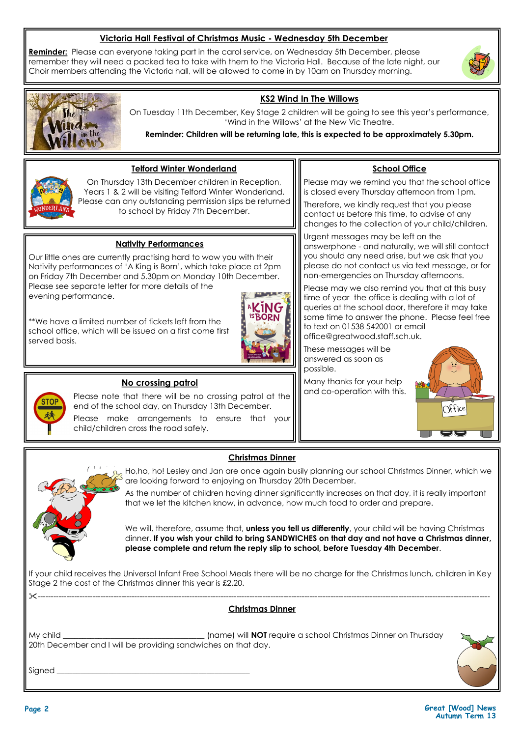## Victoria Hall Festival of Christmas Music - Wednesday 5th December

**Reminder:** Please can everyone taking part in the carol service, on Wednesday 5th December, please remember they will need a packed tea to take with them to the Victoria Hall. Because of the late night, our Choir members attending the Victoria hall, will be allowed to come in by 10am on Thursday morning.

## KS2 Wind In The Willows

On Tuesday 11th December, Key Stage 2 children will be going to see this year's performance, 'Wind in the Willows' at the New Vic Theatre.

**Reminder: Children will be returning late, this is expected to be approximately 5.30pm.**

## Telford Winter Wonderland

On Thursday 13th December children in Reception, Years 1 & 2 will be visiting Telford Winter Wonderland. Please can any outstanding permission slips be returned to school by Friday 7th December.

## Nativity Performances

Our little ones are currently practising hard to wow you with their Nativity performances of 'A King is Born', which take place at 2pm on Friday 7th December and 5.30pm on Monday 10th December. Please see separate letter for more details of the evening performance.

**We have a limited number of tickets left from the school office, which will be issued on a first come first served basis.

## No crossing patrol

Please note that there will be no crossing patrol at the end of the school day, on Thursday 13th December.

Please make arrangements to ensure that your child/children cross the road safely.

## School Office

Please may we remind you that the school office is closed every Thursday afternoon from 1pm.

Therefore, we kindly request that you please contact us before this time, to advise of any changes to the collection of your child/children.

Urgent messages may be left on the answerphone - and naturally, we will still contact you should any need arise, but we ask that you please do not contact us via text message, or for non-emergencies on Thursday afternoons.

Please may we also remind you that at this busy time of year the office is dealing with a lot of queries at the school door, therefore it may take some time to answer the phone. Please feel free to text on 01538 542001 or email office@greatwood.staff.sch.uk.

These messages will be answered as soon as possible.

Many thanks for your help and co-operation with this.

## Christmas Dinner

Ho,ho, ho! Lesley and Jan are once again busily planning our school Christmas Dinner, which we are looking forward to enjoying on Thursday 20th December.

As the number of children having dinner significantly increases on that day, it is really important that we let the kitchen know, in advance, how much food to order and prepare.

We will, therefore, assume that, **unless you tell us differently**, your child will be having Christmas dinner. **If you wish your child to bring SANDWICHES on that day and not have a Christmas dinner, please complete and return the reply slip to school, before Tuesday 4th December**.

If your child receives the Universal Infant Free School Meals there will be no charge for the Christmas lunch, children in Key Stage 2 the cost of the Christmas dinner this year is £2.20.

✂-------------------------------------------------------------------------------------------

## Christmas Dinner

My child ________________________________ (name) will **NOT** require a school Christmas Dinner on Thursday 20th December and I will be providing sandwiches on that day.

Signed ____________________________________________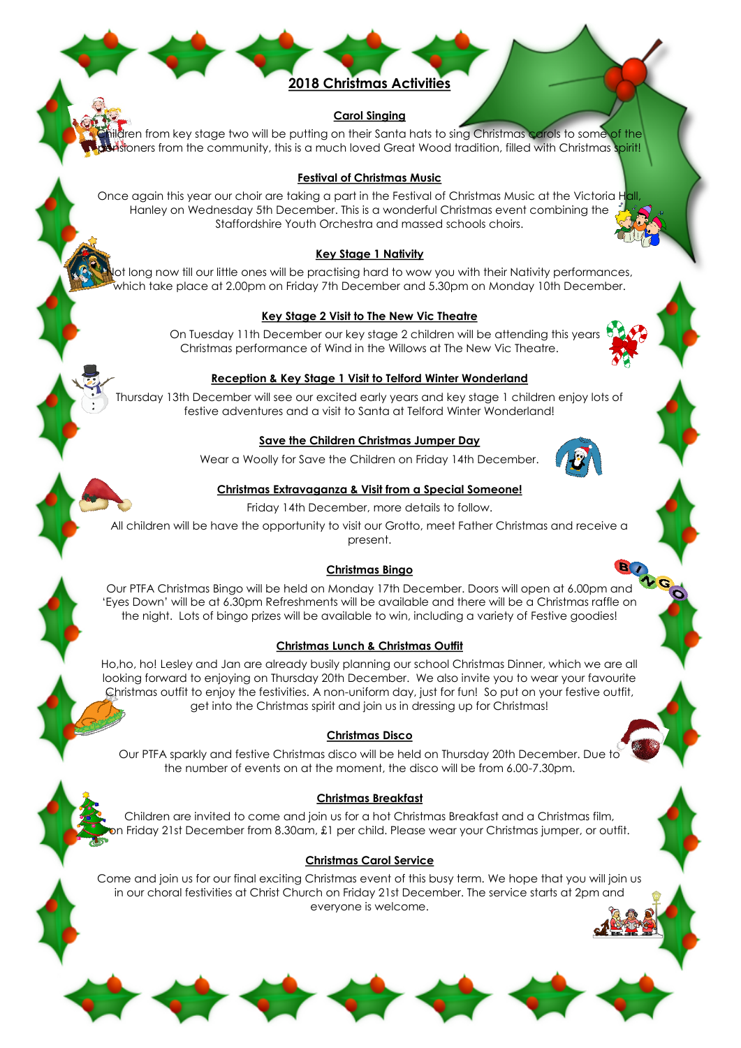# 2018 Christmas Activities

## Carol Singing

Children from key stage two will be putting on their Santa hats to sing Christmas carols to some of the pensioners from the community, this is a much loved Great Wood tradition, filled with Christmas spirit!

## Festival of Christmas Music

Once again this year our choir are taking a part in the Festival of Christmas Music at the Victoria Hall, Hanley on Wednesday 5th December. This is a wonderful Christmas event combining the Staffordshire Youth Orchestra and massed schools choirs.

## Key Stage 1 Nativity

Not long now till our little ones will be practising hard to wow you with their Nativity performances, which take place at 2.00pm on Friday 7th December and 5.30pm on Monday 10th December.

## Key Stage 2 Visit to The New Vic Theatre

On Tuesday 11th December our key stage 2 children will be attending this years Christmas performance of Wind in the Willows at The New Vic Theatre.

## Reception & Key Stage 1 Visit to Telford Winter Wonderland

Thursday 13th December will see our excited early years and key stage 1 children enjoy lots of festive adventures and a visit to Santa at Telford Winter Wonderland!

## Save the Children Christmas Jumper Day

Wear a Woolly for Save the Children on Friday 14th December.

## Christmas Extravaganza & Visit from a Special Someone!

Friday 14th December, more details to follow.

All children will be have the opportunity to visit our Grotto, meet Father Christmas and receive a present.

## Christmas Bingo

Our PTFA Christmas Bingo will be held on Monday 17th December. Doors will open at 6.00pm and 'Eyes Down' will be at 6.30pm Refreshments will be available and there will be a Christmas raffle on the night. Lots of bingo prizes will be available to win, including a variety of Festive goodies!

## Christmas Lunch & Christmas Outfit

Ho,ho, ho! Lesley and Jan are already busily planning our school Christmas Dinner, which we are all looking forward to enjoying on Thursday 20th December. We also invite you to wear your favourite Christmas outfit to enjoy the festivities. A non-uniform day, just for fun! So put on your festive outfit, get into the Christmas spirit and join us in dressing up for Christmas!

## Christmas Disco

Our PTFA sparkly and festive Christmas disco will be held on Thursday 20th December. Due to the number of events on at the moment, the disco will be from 6.00-7.30pm.

## Christmas Breakfast

Children are invited to come and join us for a hot Christmas Breakfast and a Christmas film, on Friday 21st December from 8.30am, £1 per child. Please wear your Christmas jumper, or outfit.

## Christmas Carol Service

Come and join us for our final exciting Christmas event of this busy term. We hope that you will join us in our choral festivities at Christ Church on Friday 21st December. The service starts at 2pm and everyone is welcome.